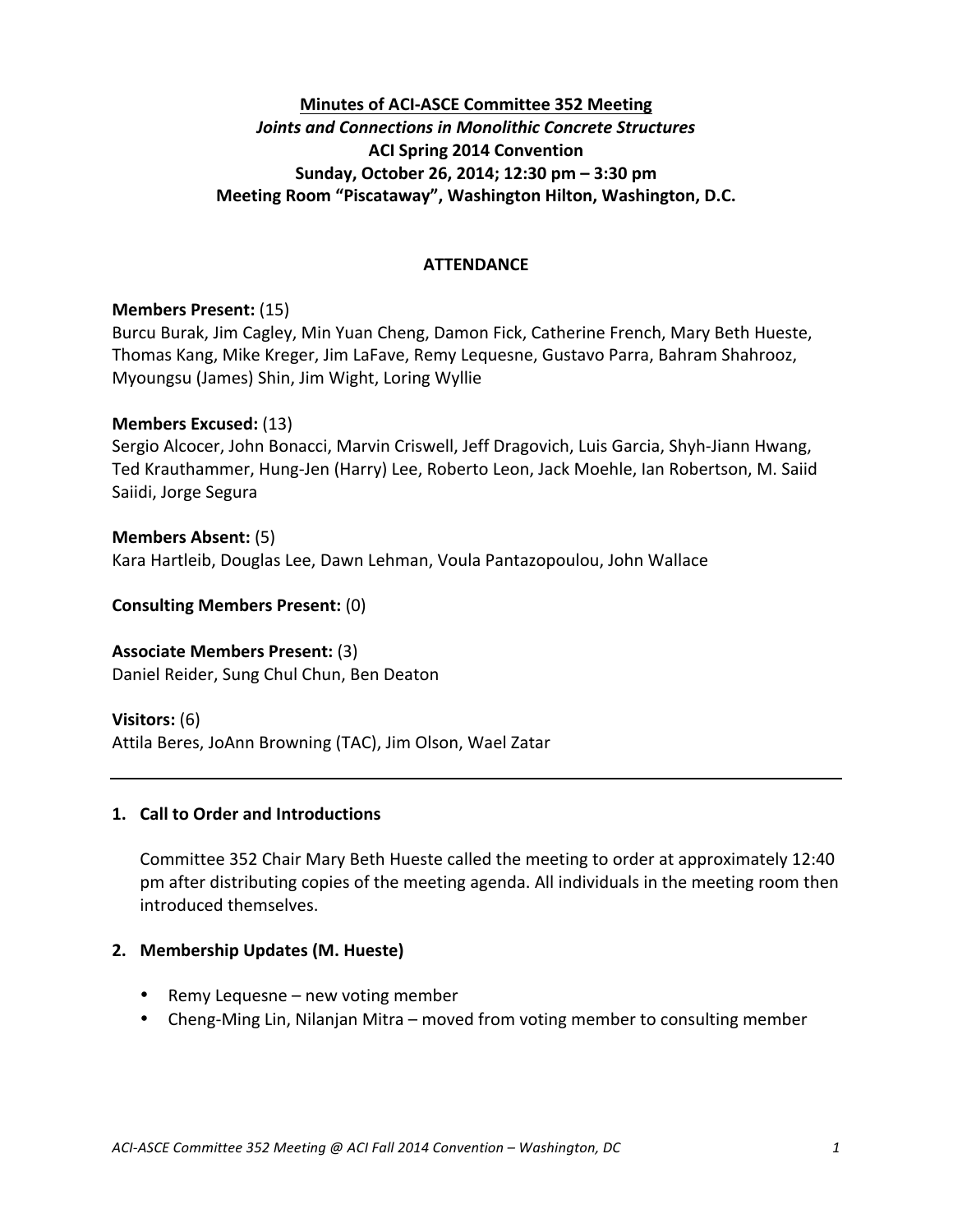# Minutes of ACI-ASCE Committee 352 Meeting

***Joints and Connections in Monolithic Concrete Structures***

**ACI Spring 2014 Convention**

**Sunday, October 26, 2014; 12:30 pm – 3:30 pm**

**Meeting Room "Piscataway", Washington Hilton, Washington, D.C.**

## ATTENDANCE

**Members Present:** (15)
Burcu Burak, Jim Cagley, Min Yuan Cheng, Damon Fick, Catherine French, Mary Beth Hueste, Thomas Kang, Mike Kreger, Jim LaFave, Remy Lequesne, Gustavo Parra, Bahram Shahrooz, Myoungsu (James) Shin, Jim Wight, Loring Wyllie

**Members Excused:** (13)
Sergio Alcocer, John Bonacci, Marvin Criswell, Jeff Dragovich, Luis Garcia, Shyh-Jiann Hwang, Ted Krauthammer, Hung-Jen (Harry) Lee, Roberto Leon, Jack Moehle, Ian Robertson, M. Saiid Saiidi, Jorge Segura

**Members Absent:** (5)
Kara Hartleib, Douglas Lee, Dawn Lehman, Voula Pantazopoulou, John Wallace

**Consulting Members Present:** (0)

**Associate Members Present:** (3)
Daniel Reider, Sung Chul Chun, Ben Deaton

**Visitors:** (6)
Attila Beres, JoAnn Browning (TAC), Jim Olson, Wael Zatar

---

## 1. Call to Order and Introductions

Committee 352 Chair Mary Beth Hueste called the meeting to order at approximately 12:40 pm after distributing copies of the meeting agenda. All individuals in the meeting room then introduced themselves.

## 2. Membership Updates (M. Hueste)

- Remy Lequesne – new voting member
- Cheng-Ming Lin, Nilanjan Mitra – moved from voting member to consulting member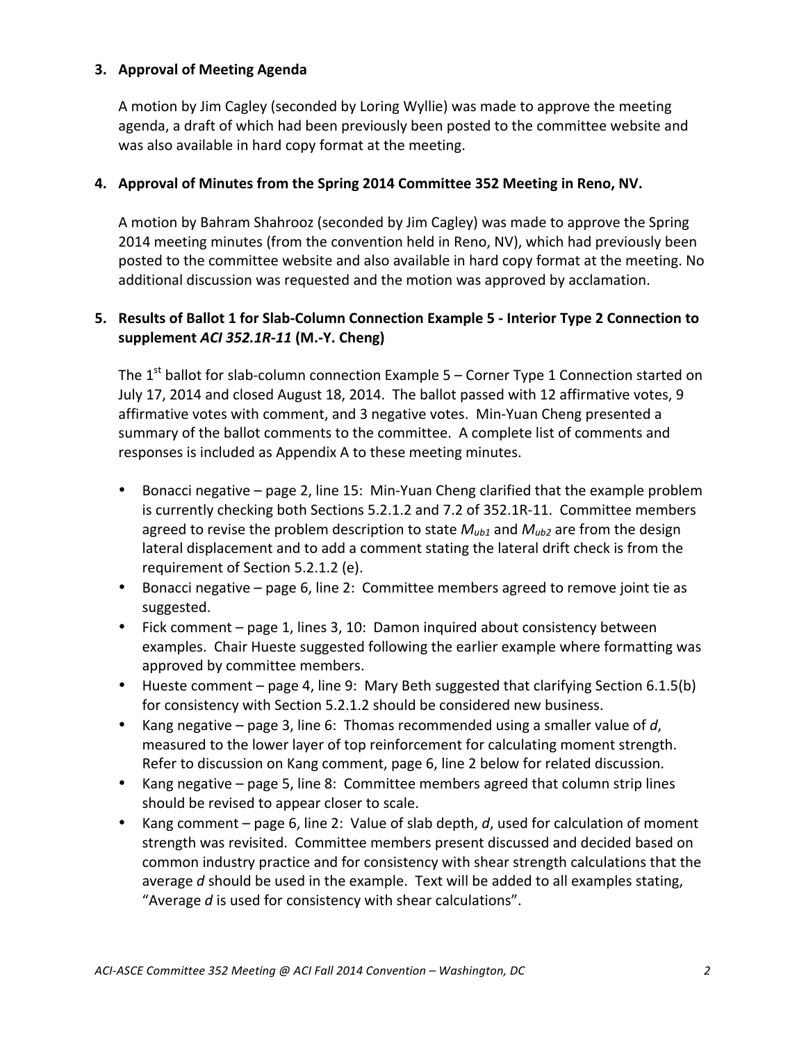## 3. Approval of Meeting Agenda

A motion by Jim Cagley (seconded by Loring Wyllie) was made to approve the meeting agenda, a draft of which had been previously been posted to the committee website and was also available in hard copy format at the meeting.

## 4. Approval of Minutes from the Spring 2014 Committee 352 Meeting in Reno, NV.

A motion by Bahram Shahrooz (seconded by Jim Cagley) was made to approve the Spring 2014 meeting minutes (from the convention held in Reno, NV), which had previously been posted to the committee website and also available in hard copy format at the meeting. No additional discussion was requested and the motion was approved by acclamation.

## 5. Results of Ballot 1 for Slab-Column Connection Example 5 - Interior Type 2 Connection to supplement *ACI 352.1R-11* (M.-Y. Cheng)

The 1st ballot for slab-column connection Example 5 – Corner Type 1 Connection started on July 17, 2014 and closed August 18, 2014. The ballot passed with 12 affirmative votes, 9 affirmative votes with comment, and 3 negative votes. Min-Yuan Cheng presented a summary of the ballot comments to the committee. A complete list of comments and responses is included as Appendix A to these meeting minutes.

- Bonacci negative – page 2, line 15: Min-Yuan Cheng clarified that the example problem is currently checking both Sections 5.2.1.2 and 7.2 of 352.1R-11. Committee members agreed to revise the problem description to state $M_{ub1}$ and $M_{ub2}$ are from the design lateral displacement and to add a comment stating the lateral drift check is from the requirement of Section 5.2.1.2 (e).
- Bonacci negative – page 6, line 2: Committee members agreed to remove joint tie as suggested.
- Fick comment – page 1, lines 3, 10: Damon inquired about consistency between examples. Chair Hueste suggested following the earlier example where formatting was approved by committee members.
- Hueste comment – page 4, line 9: Mary Beth suggested that clarifying Section 6.1.5(b) for consistency with Section 5.2.1.2 should be considered new business.
- Kang negative – page 3, line 6: Thomas recommended using a smaller value of $d$, measured to the lower layer of top reinforcement for calculating moment strength. Refer to discussion on Kang comment, page 6, line 2 below for related discussion.
- Kang negative – page 5, line 8: Committee members agreed that column strip lines should be revised to appear closer to scale.
- Kang comment – page 6, line 2: Value of slab depth, $d$, used for calculation of moment strength was revisited. Committee members present discussed and decided based on common industry practice and for consistency with shear strength calculations that the average $d$ should be used in the example. Text will be added to all examples stating, "Average $d$ is used for consistency with shear calculations".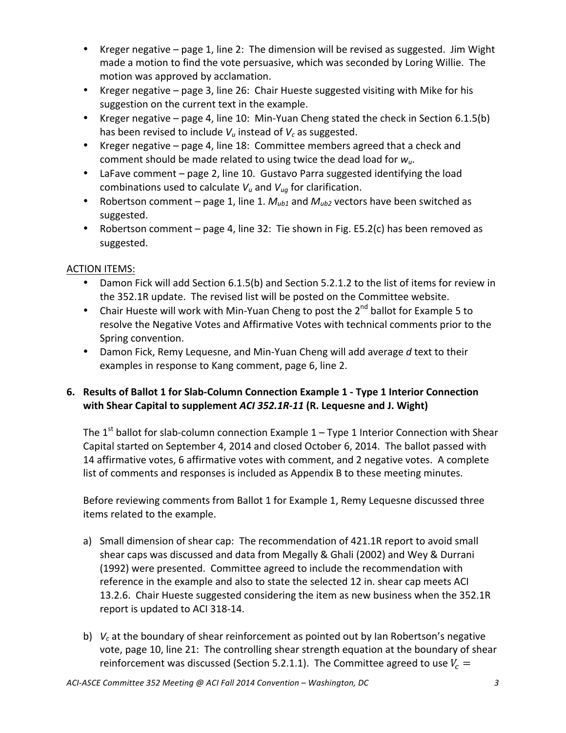- Kreger negative – page 1, line 2: The dimension will be revised as suggested. Jim Wight made a motion to find the vote persuasive, which was seconded by Loring Willie. The motion was approved by acclamation.
- Kreger negative – page 3, line 26: Chair Hueste suggested visiting with Mike for his suggestion on the current text in the example.
- Kreger negative – page 4, line 10: Min-Yuan Cheng stated the check in Section 6.1.5(b) has been revised to include $V_u$ instead of $V_c$ as suggested.
- Kreger negative – page 4, line 18: Committee members agreed that a check and comment should be made related to using twice the dead load for $w_u$.
- LaFave comment – page 2, line 10. Gustavo Parra suggested identifying the load combinations used to calculate $V_u$ and $V_{ug}$ for clarification.
- Robertson comment – page 1, line 1. $M_{ub1}$ and $M_{ub2}$ vectors have been switched as suggested.
- Robertson comment – page 4, line 32: Tie shown in Fig. E5.2(c) has been removed as suggested.

ACTION ITEMS:

- Damon Fick will add Section 6.1.5(b) and Section 5.2.1.2 to the list of items for review in the 352.1R update. The revised list will be posted on the Committee website.
- Chair Hueste will work with Min-Yuan Cheng to post the 2nd ballot for Example 5 to resolve the Negative Votes and Affirmative Votes with technical comments prior to the Spring convention.
- Damon Fick, Remy Lequesne, and Min-Yuan Cheng will add average $d$ text to their examples in response to Kang comment, page 6, line 2.

## 6. Results of Ballot 1 for Slab-Column Connection Example 1 - Type 1 Interior Connection with Shear Capital to supplement *ACI 352.1R-11* (R. Lequesne and J. Wight)

The 1st ballot for slab-column connection Example 1 – Type 1 Interior Connection with Shear Capital started on September 4, 2014 and closed October 6, 2014. The ballot passed with 14 affirmative votes, 6 affirmative votes with comment, and 2 negative votes. A complete list of comments and responses is included as Appendix B to these meeting minutes.

Before reviewing comments from Ballot 1 for Example 1, Remy Lequesne discussed three items related to the example.

a) Small dimension of shear cap: The recommendation of 421.1R report to avoid small shear caps was discussed and data from Megally & Ghali (2002) and Wey & Durrani (1992) were presented. Committee agreed to include the recommendation with reference in the example and also to state the selected 12 in. shear cap meets ACI 13.2.6. Chair Hueste suggested considering the item as new business when the 352.1R report is updated to ACI 318-14.

b) $V_c$ at the boundary of shear reinforcement as pointed out by Ian Robertson's negative vote, page 10, line 21: The controlling shear strength equation at the boundary of shear reinforcement was discussed (Section 5.2.1.1). The Committee agreed to use $V_c =$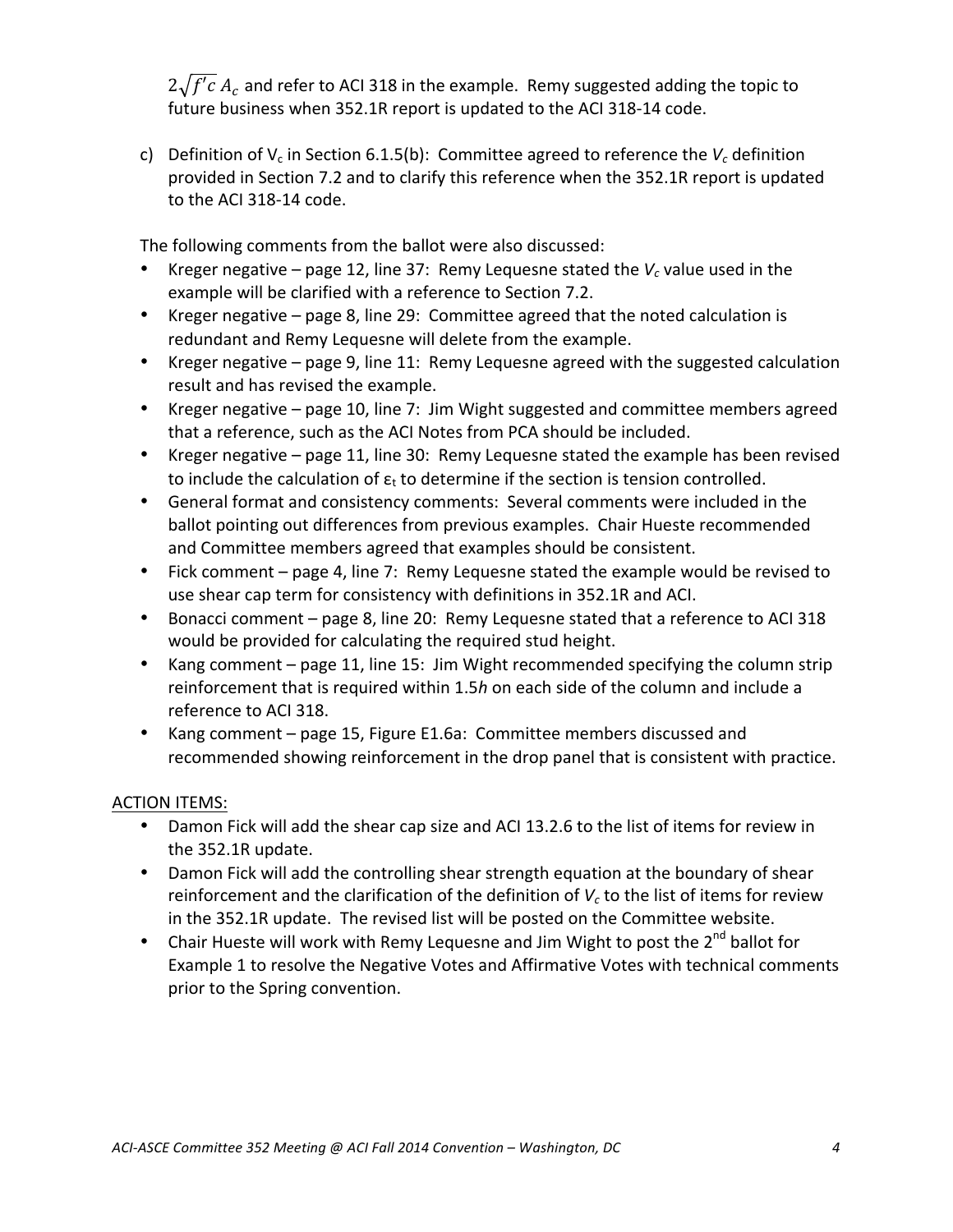$2\sqrt{f'c}\,A_c$ and refer to ACI 318 in the example. Remy suggested adding the topic to future business when 352.1R report is updated to the ACI 318-14 code.

c) Definition of $V_c$ in Section 6.1.5(b): Committee agreed to reference the $V_c$ definition provided in Section 7.2 and to clarify this reference when the 352.1R report is updated to the ACI 318-14 code.

The following comments from the ballot were also discussed:

- Kreger negative – page 12, line 37: Remy Lequesne stated the $V_c$ value used in the example will be clarified with a reference to Section 7.2.
- Kreger negative – page 8, line 29: Committee agreed that the noted calculation is redundant and Remy Lequesne will delete from the example.
- Kreger negative – page 9, line 11: Remy Lequesne agreed with the suggested calculation result and has revised the example.
- Kreger negative – page 10, line 7: Jim Wight suggested and committee members agreed that a reference, such as the ACI Notes from PCA should be included.
- Kreger negative – page 11, line 30: Remy Lequesne stated the example has been revised to include the calculation of $\varepsilon_t$ to determine if the section is tension controlled.
- General format and consistency comments: Several comments were included in the ballot pointing out differences from previous examples. Chair Hueste recommended and Committee members agreed that examples should be consistent.
- Fick comment – page 4, line 7: Remy Lequesne stated the example would be revised to use shear cap term for consistency with definitions in 352.1R and ACI.
- Bonacci comment – page 8, line 20: Remy Lequesne stated that a reference to ACI 318 would be provided for calculating the required stud height.
- Kang comment – page 11, line 15: Jim Wight recommended specifying the column strip reinforcement that is required within 1.5*h* on each side of the column and include a reference to ACI 318.
- Kang comment – page 15, Figure E1.6a: Committee members discussed and recommended showing reinforcement in the drop panel that is consistent with practice.

<u>ACTION ITEMS:</u>

- Damon Fick will add the shear cap size and ACI 13.2.6 to the list of items for review in the 352.1R update.
- Damon Fick will add the controlling shear strength equation at the boundary of shear reinforcement and the clarification of the definition of $V_c$ to the list of items for review in the 352.1R update. The revised list will be posted on the Committee website.
- Chair Hueste will work with Remy Lequesne and Jim Wight to post the 2nd ballot for Example 1 to resolve the Negative Votes and Affirmative Votes with technical comments prior to the Spring convention.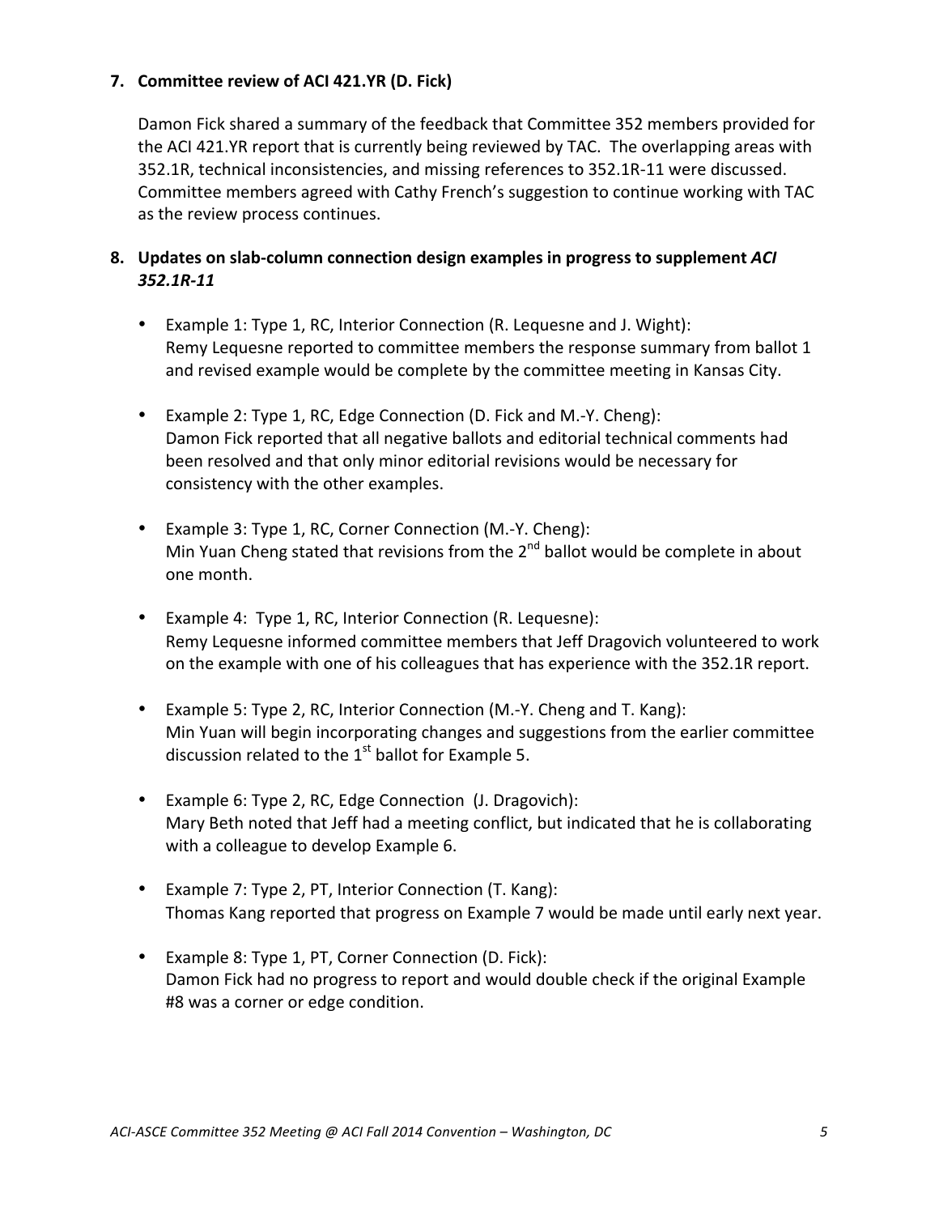## 7. Committee review of ACI 421.YR (D. Fick)

Damon Fick shared a summary of the feedback that Committee 352 members provided for the ACI 421.YR report that is currently being reviewed by TAC. The overlapping areas with 352.1R, technical inconsistencies, and missing references to 352.1R-11 were discussed. Committee members agreed with Cathy French's suggestion to continue working with TAC as the review process continues.

## 8. Updates on slab-column connection design examples in progress to supplement *ACI 352.1R-11*

- Example 1: Type 1, RC, Interior Connection (R. Lequesne and J. Wight):
  Remy Lequesne reported to committee members the response summary from ballot 1 and revised example would be complete by the committee meeting in Kansas City.

- Example 2: Type 1, RC, Edge Connection (D. Fick and M.-Y. Cheng):
  Damon Fick reported that all negative ballots and editorial technical comments had been resolved and that only minor editorial revisions would be necessary for consistency with the other examples.

- Example 3: Type 1, RC, Corner Connection (M.-Y. Cheng):
  Min Yuan Cheng stated that revisions from the 2nd ballot would be complete in about one month.

- Example 4: Type 1, RC, Interior Connection (R. Lequesne):
  Remy Lequesne informed committee members that Jeff Dragovich volunteered to work on the example with one of his colleagues that has experience with the 352.1R report.

- Example 5: Type 2, RC, Interior Connection (M.-Y. Cheng and T. Kang):
  Min Yuan will begin incorporating changes and suggestions from the earlier committee discussion related to the 1st ballot for Example 5.

- Example 6: Type 2, RC, Edge Connection (J. Dragovich):
  Mary Beth noted that Jeff had a meeting conflict, but indicated that he is collaborating with a colleague to develop Example 6.

- Example 7: Type 2, PT, Interior Connection (T. Kang):
  Thomas Kang reported that progress on Example 7 would be made until early next year.

- Example 8: Type 1, PT, Corner Connection (D. Fick):
  Damon Fick had no progress to report and would double check if the original Example #8 was a corner or edge condition.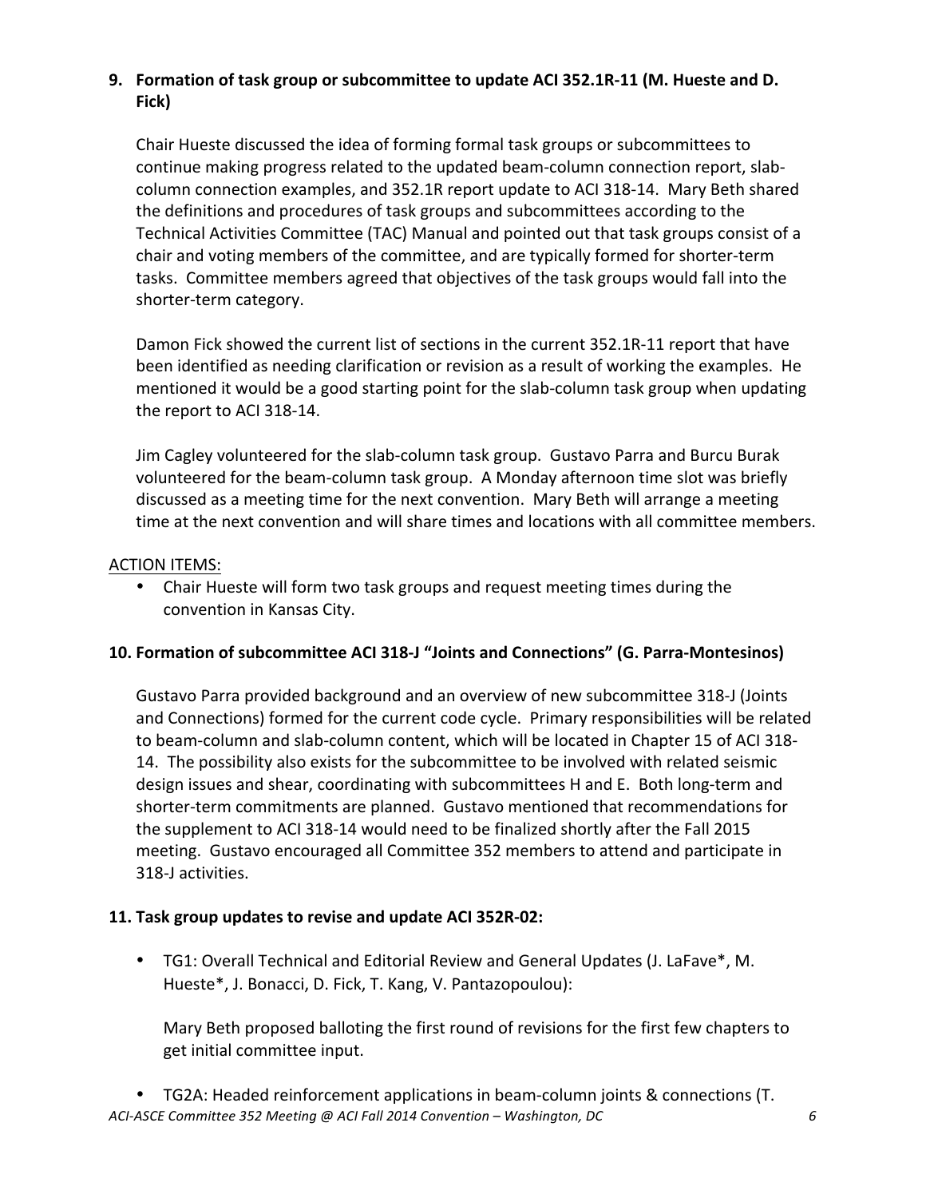**9. Formation of task group or subcommittee to update ACI 352.1R-11 (M. Hueste and D. Fick)**

Chair Hueste discussed the idea of forming formal task groups or subcommittees to continue making progress related to the updated beam-column connection report, slab-column connection examples, and 352.1R report update to ACI 318-14. Mary Beth shared the definitions and procedures of task groups and subcommittees according to the Technical Activities Committee (TAC) Manual and pointed out that task groups consist of a chair and voting members of the committee, and are typically formed for shorter-term tasks. Committee members agreed that objectives of the task groups would fall into the shorter-term category.

Damon Fick showed the current list of sections in the current 352.1R-11 report that have been identified as needing clarification or revision as a result of working the examples. He mentioned it would be a good starting point for the slab-column task group when updating the report to ACI 318-14.

Jim Cagley volunteered for the slab-column task group. Gustavo Parra and Burcu Burak volunteered for the beam-column task group. A Monday afternoon time slot was briefly discussed as a meeting time for the next convention. Mary Beth will arrange a meeting time at the next convention and will share times and locations with all committee members.

ACTION ITEMS:

- Chair Hueste will form two task groups and request meeting times during the convention in Kansas City.

**10. Formation of subcommittee ACI 318-J "Joints and Connections" (G. Parra-Montesinos)**

Gustavo Parra provided background and an overview of new subcommittee 318-J (Joints and Connections) formed for the current code cycle. Primary responsibilities will be related to beam-column and slab-column content, which will be located in Chapter 15 of ACI 318-14. The possibility also exists for the subcommittee to be involved with related seismic design issues and shear, coordinating with subcommittees H and E. Both long-term and shorter-term commitments are planned. Gustavo mentioned that recommendations for the supplement to ACI 318-14 would need to be finalized shortly after the Fall 2015 meeting. Gustavo encouraged all Committee 352 members to attend and participate in 318-J activities.

**11. Task group updates to revise and update ACI 352R-02:**

- TG1: Overall Technical and Editorial Review and General Updates (J. LaFave*, M. Hueste*, J. Bonacci, D. Fick, T. Kang, V. Pantazopoulou):

  Mary Beth proposed balloting the first round of revisions for the first few chapters to get initial committee input.

- TG2A: Headed reinforcement applications in beam-column joints & connections (T.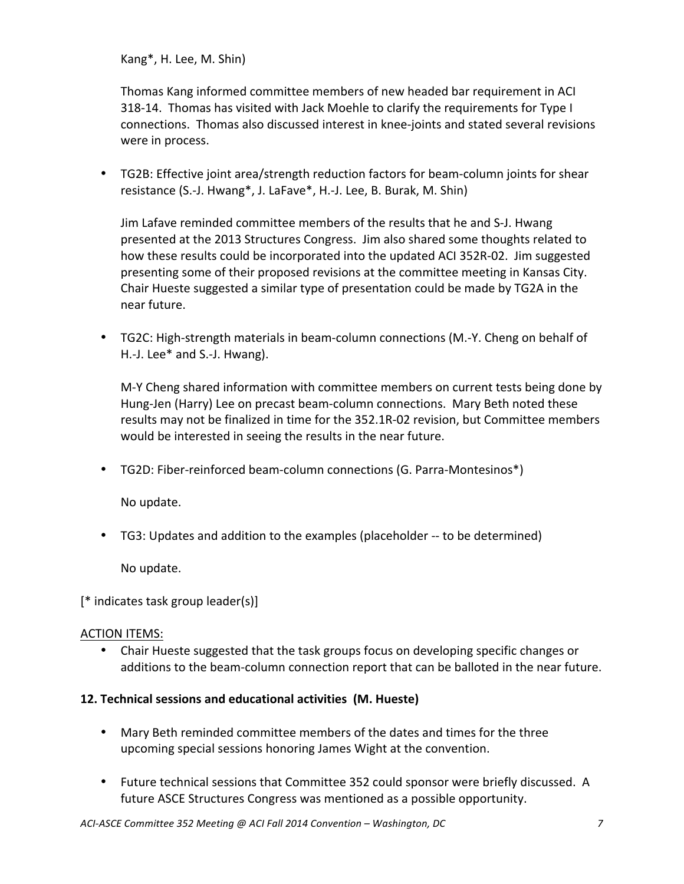Kang*, H. Lee, M. Shin)

Thomas Kang informed committee members of new headed bar requirement in ACI 318-14. Thomas has visited with Jack Moehle to clarify the requirements for Type I connections. Thomas also discussed interest in knee-joints and stated several revisions were in process.

- TG2B: Effective joint area/strength reduction factors for beam-column joints for shear resistance (S.-J. Hwang*, J. LaFave*, H.-J. Lee, B. Burak, M. Shin)

  Jim Lafave reminded committee members of the results that he and S-J. Hwang presented at the 2013 Structures Congress. Jim also shared some thoughts related to how these results could be incorporated into the updated ACI 352R-02. Jim suggested presenting some of their proposed revisions at the committee meeting in Kansas City. Chair Hueste suggested a similar type of presentation could be made by TG2A in the near future.

- TG2C: High-strength materials in beam-column connections (M.-Y. Cheng on behalf of H.-J. Lee* and S.-J. Hwang).

  M-Y Cheng shared information with committee members on current tests being done by Hung-Jen (Harry) Lee on precast beam-column connections. Mary Beth noted these results may not be finalized in time for the 352.1R-02 revision, but Committee members would be interested in seeing the results in the near future.

- TG2D: Fiber-reinforced beam-column connections (G. Parra-Montesinos*)

  No update.

- TG3: Updates and addition to the examples (placeholder -- to be determined)

  No update.

[* indicates task group leader(s)]

ACTION ITEMS:

- Chair Hueste suggested that the task groups focus on developing specific changes or additions to the beam-column connection report that can be balloted in the near future.

**12. Technical sessions and educational activities (M. Hueste)**

- Mary Beth reminded committee members of the dates and times for the three upcoming special sessions honoring James Wight at the convention.

- Future technical sessions that Committee 352 could sponsor were briefly discussed. A future ASCE Structures Congress was mentioned as a possible opportunity.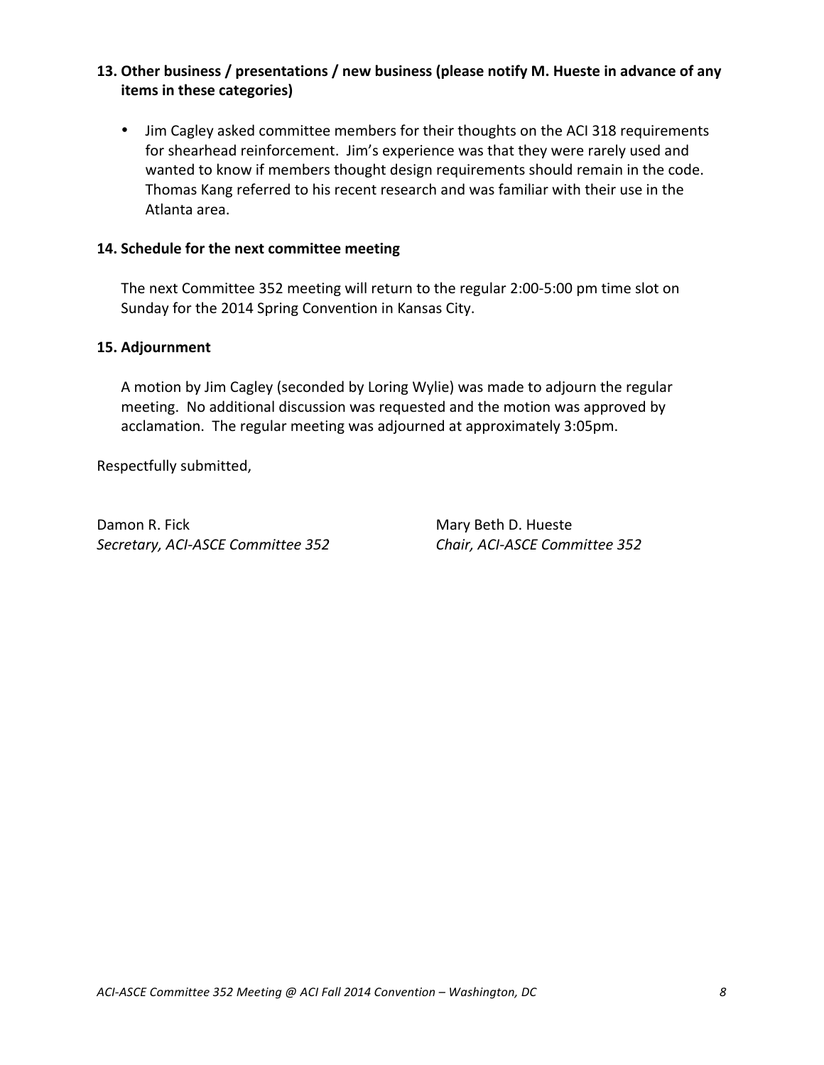### 13. Other business / presentations / new business (please notify M. Hueste in advance of any items in these categories)

- Jim Cagley asked committee members for their thoughts on the ACI 318 requirements for shearhead reinforcement. Jim's experience was that they were rarely used and wanted to know if members thought design requirements should remain in the code. Thomas Kang referred to his recent research and was familiar with their use in the Atlanta area.

### 14. Schedule for the next committee meeting

The next Committee 352 meeting will return to the regular 2:00-5:00 pm time slot on Sunday for the 2014 Spring Convention in Kansas City.

### 15. Adjournment

A motion by Jim Cagley (seconded by Loring Wylie) was made to adjourn the regular meeting. No additional discussion was requested and the motion was approved by acclamation. The regular meeting was adjourned at approximately 3:05pm.

Respectfully submitted,

Damon R. Fick
*Secretary, ACI-ASCE Committee 352*

Mary Beth D. Hueste
*Chair, ACI-ASCE Committee 352*